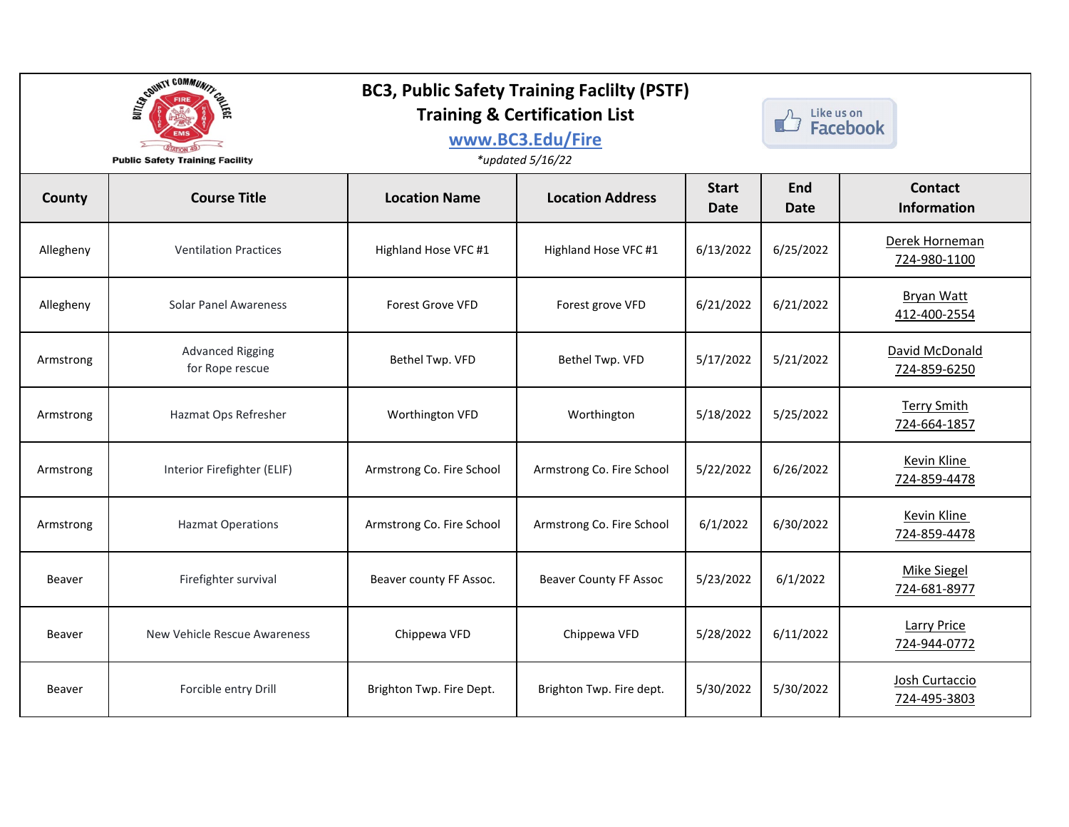# BC3, Public Safety Training Faclilty (PSTF)

## Training & Certification List

**www.BC3.Edu/Fire**

*\*updated 5/16/22*

Public Safety Training Facility

| County | Course Title | Location Name | Location Address | Start Date | End Date | Contact Information |
|---|---|---|---|---|---|---|
| Allegheny | Ventilation Practices | Highland Hose VFC #1 | Highland Hose VFC #1 | 6/13/2022 | 6/25/2022 | Derek Horneman 724-980-1100 |
| Allegheny | Solar Panel Awareness | Forest Grove VFD | Forest grove VFD | 6/21/2022 | 6/21/2022 | Bryan Watt 412-400-2554 |
| Armstrong | Advanced Rigging for Rope rescue | Bethel Twp. VFD | Bethel Twp. VFD | 5/17/2022 | 5/21/2022 | David McDonald 724-859-6250 |
| Armstrong | Hazmat Ops Refresher | Worthington VFD | Worthington | 5/18/2022 | 5/25/2022 | Terry Smith 724-664-1857 |
| Armstrong | Interior Firefighter (ELIF) | Armstrong Co. Fire School | Armstrong Co. Fire School | 5/22/2022 | 6/26/2022 | Kevin Kline 724-859-4478 |
| Armstrong | Hazmat Operations | Armstrong Co. Fire School | Armstrong Co. Fire School | 6/1/2022 | 6/30/2022 | Kevin Kline 724-859-4478 |
| Beaver | Firefighter survival | Beaver county FF Assoc. | Beaver County FF Assoc | 5/23/2022 | 6/1/2022 | Mike Siegel 724-681-8977 |
| Beaver | New Vehicle Rescue Awareness | Chippewa VFD | Chippewa VFD | 5/28/2022 | 6/11/2022 | Larry Price 724-944-0772 |
| Beaver | Forcible entry Drill | Brighton Twp. Fire Dept. | Brighton Twp. Fire dept. | 5/30/2022 | 5/30/2022 | Josh Curtaccio 724-495-3803 |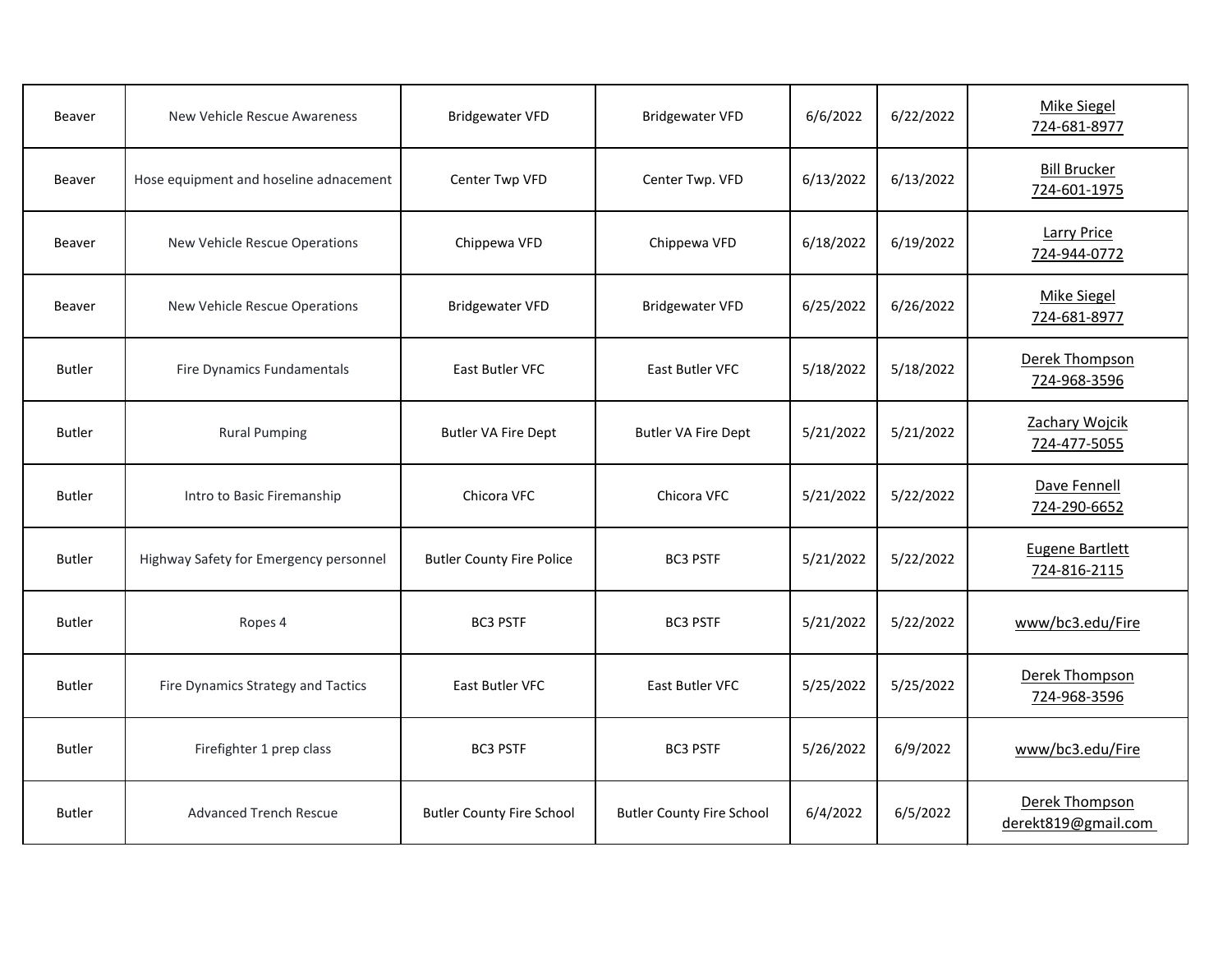| | | | | | | |
|---|---|---|---|---|---|---|
| Beaver | New Vehicle Rescue Awareness | Bridgewater VFD | Bridgewater VFD | 6/6/2022 | 6/22/2022 | Mike Siegel 724-681-8977 |
| Beaver | Hose equipment and hoseline adnacement | Center Twp VFD | Center Twp. VFD | 6/13/2022 | 6/13/2022 | Bill Brucker 724-601-1975 |
| Beaver | New Vehicle Rescue Operations | Chippewa VFD | Chippewa VFD | 6/18/2022 | 6/19/2022 | Larry Price 724-944-0772 |
| Beaver | New Vehicle Rescue Operations | Bridgewater VFD | Bridgewater VFD | 6/25/2022 | 6/26/2022 | Mike Siegel 724-681-8977 |
| Butler | Fire Dynamics Fundamentals | East Butler VFC | East Butler VFC | 5/18/2022 | 5/18/2022 | Derek Thompson 724-968-3596 |
| Butler | Rural Pumping | Butler VA Fire Dept | Butler VA Fire Dept | 5/21/2022 | 5/21/2022 | Zachary Wojcik 724-477-5055 |
| Butler | Intro to Basic Firemanship | Chicora VFC | Chicora VFC | 5/21/2022 | 5/22/2022 | Dave Fennell 724-290-6652 |
| Butler | Highway Safety for Emergency personnel | Butler County Fire Police | BC3 PSTF | 5/21/2022 | 5/22/2022 | Eugene Bartlett 724-816-2115 |
| Butler | Ropes 4 | BC3 PSTF | BC3 PSTF | 5/21/2022 | 5/22/2022 | www/bc3.edu/Fire |
| Butler | Fire Dynamics Strategy and Tactics | East Butler VFC | East Butler VFC | 5/25/2022 | 5/25/2022 | Derek Thompson 724-968-3596 |
| Butler | Firefighter 1 prep class | BC3 PSTF | BC3 PSTF | 5/26/2022 | 6/9/2022 | www/bc3.edu/Fire |
| Butler | Advanced Trench Rescue | Butler County Fire School | Butler County Fire School | 6/4/2022 | 6/5/2022 | Derek Thompson derekt819@gmail.com |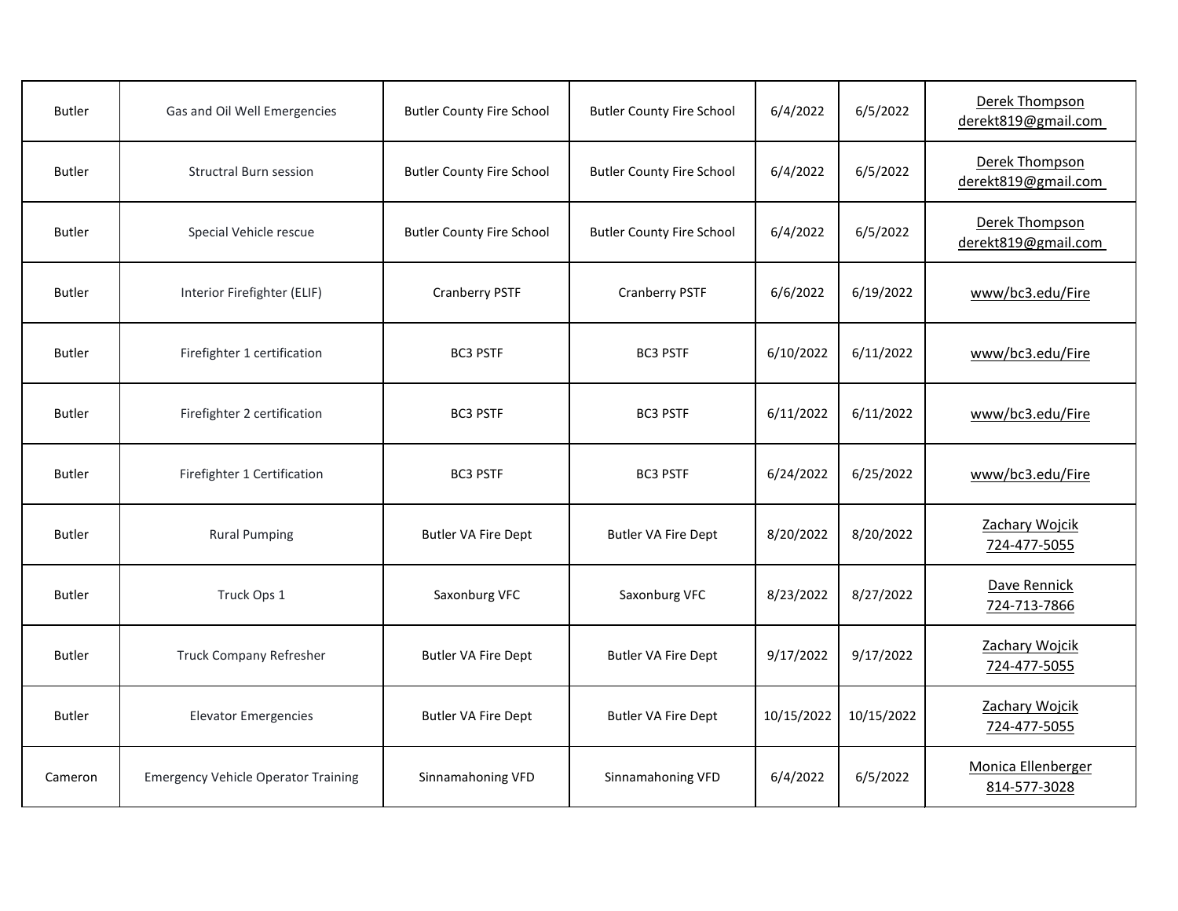| | | | | | | |
|---|---|---|---|---|---|---|
| Butler | Gas and Oil Well Emergencies | Butler County Fire School | Butler County Fire School | 6/4/2022 | 6/5/2022 | Derek Thompson derekt819@gmail.com |
| Butler | Structral Burn session | Butler County Fire School | Butler County Fire School | 6/4/2022 | 6/5/2022 | Derek Thompson derekt819@gmail.com |
| Butler | Special Vehicle rescue | Butler County Fire School | Butler County Fire School | 6/4/2022 | 6/5/2022 | Derek Thompson derekt819@gmail.com |
| Butler | Interior Firefighter (ELIF) | Cranberry PSTF | Cranberry PSTF | 6/6/2022 | 6/19/2022 | www/bc3.edu/Fire |
| Butler | Firefighter 1 certification | BC3 PSTF | BC3 PSTF | 6/10/2022 | 6/11/2022 | www/bc3.edu/Fire |
| Butler | Firefighter 2 certification | BC3 PSTF | BC3 PSTF | 6/11/2022 | 6/11/2022 | www/bc3.edu/Fire |
| Butler | Firefighter 1 Certification | BC3 PSTF | BC3 PSTF | 6/24/2022 | 6/25/2022 | www/bc3.edu/Fire |
| Butler | Rural Pumping | Butler VA Fire Dept | Butler VA Fire Dept | 8/20/2022 | 8/20/2022 | Zachary Wojcik 724-477-5055 |
| Butler | Truck Ops 1 | Saxonburg VFC | Saxonburg VFC | 8/23/2022 | 8/27/2022 | Dave Rennick 724-713-7866 |
| Butler | Truck Company Refresher | Butler VA Fire Dept | Butler VA Fire Dept | 9/17/2022 | 9/17/2022 | Zachary Wojcik 724-477-5055 |
| Butler | Elevator Emergencies | Butler VA Fire Dept | Butler VA Fire Dept | 10/15/2022 | 10/15/2022 | Zachary Wojcik 724-477-5055 |
| Cameron | Emergency Vehicle Operator Training | Sinnamahoning VFD | Sinnamahoning VFD | 6/4/2022 | 6/5/2022 | Monica Ellenberger 814-577-3028 |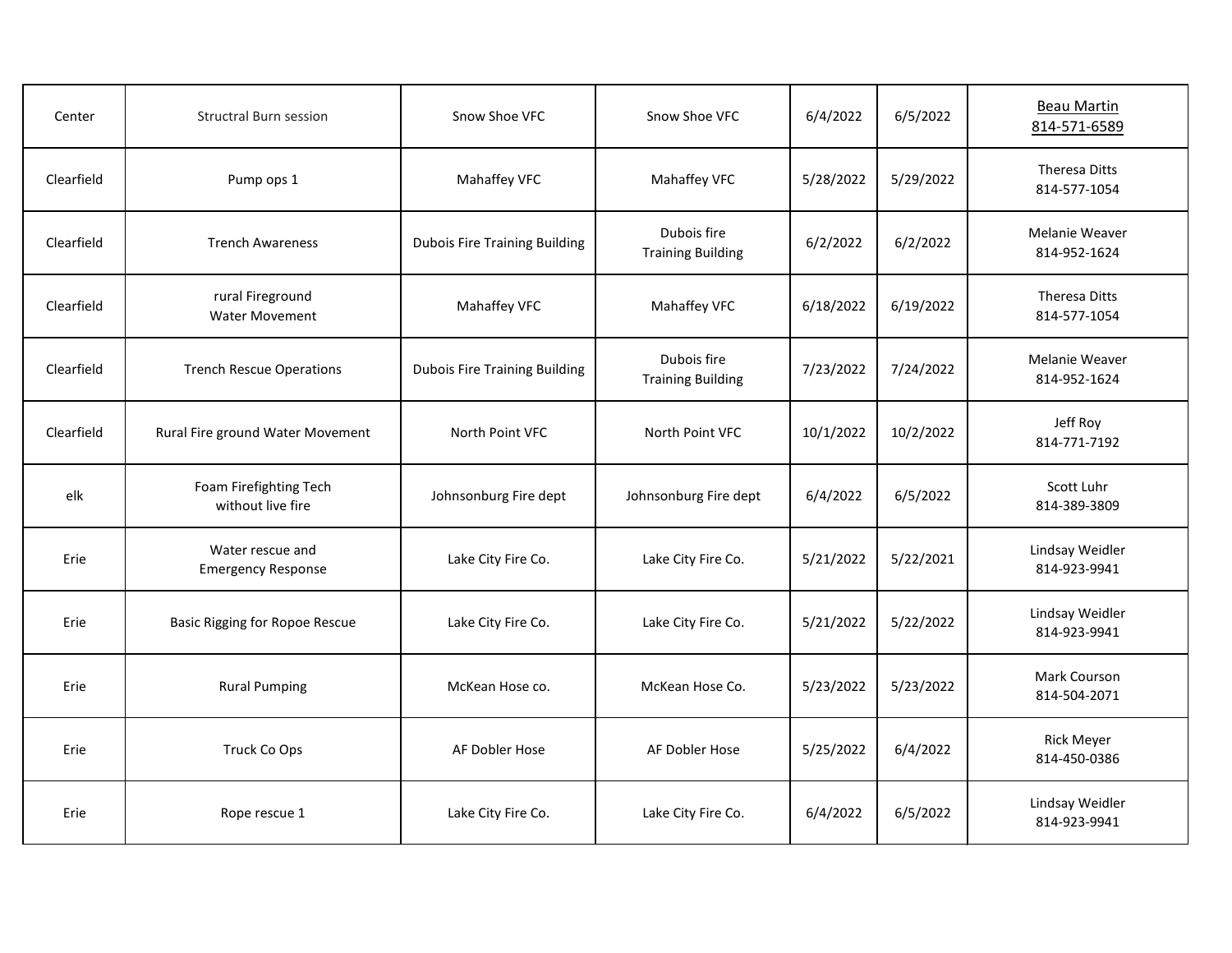| | | | | | | |
|---|---|---|---|---|---|---|
| Center | Structral Burn session | Snow Shoe VFC | Snow Shoe VFC | 6/4/2022 | 6/5/2022 | Beau Martin<br>814-571-6589 |
| Clearfield | Pump ops 1 | Mahaffey VFC | Mahaffey VFC | 5/28/2022 | 5/29/2022 | Theresa Ditts<br>814-577-1054 |
| Clearfield | Trench Awareness | Dubois Fire Training Building | Dubois fire<br>Training Building | 6/2/2022 | 6/2/2022 | Melanie Weaver<br>814-952-1624 |
| Clearfield | rural Fireground<br>Water Movement | Mahaffey VFC | Mahaffey VFC | 6/18/2022 | 6/19/2022 | Theresa Ditts<br>814-577-1054 |
| Clearfield | Trench Rescue Operations | Dubois Fire Training Building | Dubois fire<br>Training Building | 7/23/2022 | 7/24/2022 | Melanie Weaver<br>814-952-1624 |
| Clearfield | Rural Fire ground Water Movement | North Point VFC | North Point VFC | 10/1/2022 | 10/2/2022 | Jeff Roy<br>814-771-7192 |
| elk | Foam Firefighting Tech<br>without live fire | Johnsonburg Fire dept | Johnsonburg Fire dept | 6/4/2022 | 6/5/2022 | Scott Luhr<br>814-389-3809 |
| Erie | Water rescue and<br>Emergency Response | Lake City Fire Co. | Lake City Fire Co. | 5/21/2022 | 5/22/2021 | Lindsay Weidler<br>814-923-9941 |
| Erie | Basic Rigging for Ropoe Rescue | Lake City Fire Co. | Lake City Fire Co. | 5/21/2022 | 5/22/2022 | Lindsay Weidler<br>814-923-9941 |
| Erie | Rural Pumping | McKean Hose co. | McKean Hose Co. | 5/23/2022 | 5/23/2022 | Mark Courson<br>814-504-2071 |
| Erie | Truck Co Ops | AF Dobler Hose | AF Dobler Hose | 5/25/2022 | 6/4/2022 | Rick Meyer<br>814-450-0386 |
| Erie | Rope rescue 1 | Lake City Fire Co. | Lake City Fire Co. | 6/4/2022 | 6/5/2022 | Lindsay Weidler<br>814-923-9941 |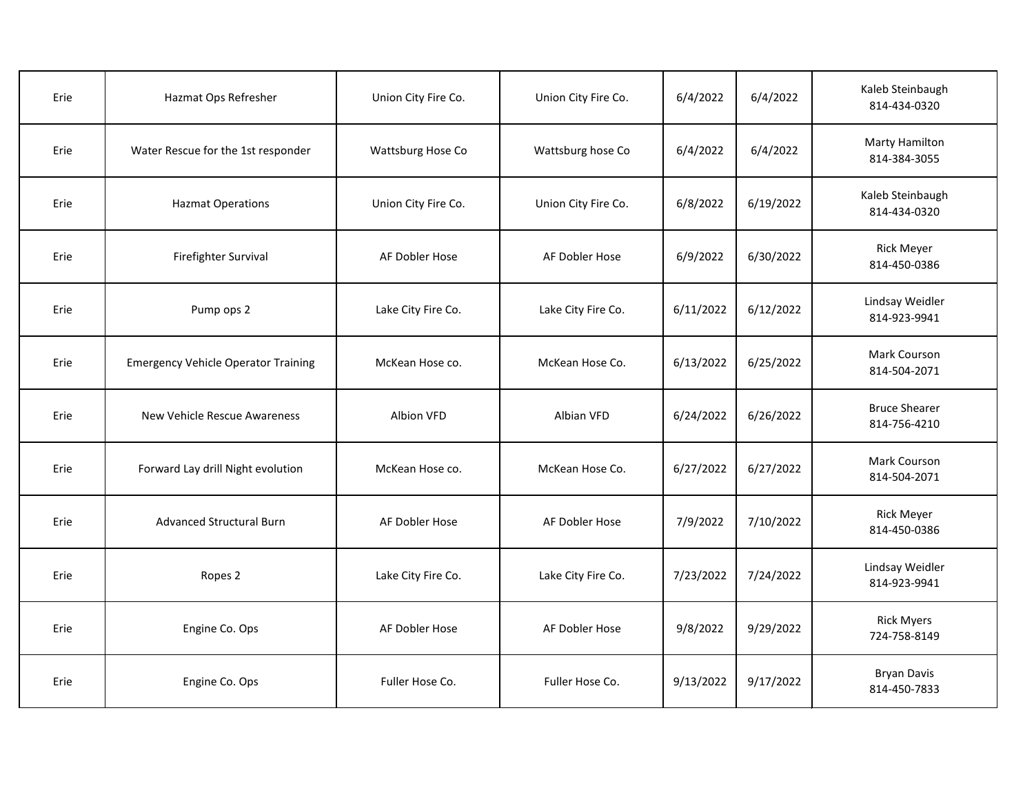| Erie | Hazmat Ops Refresher | Union City Fire Co. | Union City Fire Co. | 6/4/2022 | 6/4/2022 | Kaleb Steinbaugh 814-434-0320 |
|---|---|---|---|---|---|---|
| Erie | Water Rescue for the 1st responder | Wattsburg Hose Co | Wattsburg hose Co | 6/4/2022 | 6/4/2022 | Marty Hamilton 814-384-3055 |
| Erie | Hazmat Operations | Union City Fire Co. | Union City Fire Co. | 6/8/2022 | 6/19/2022 | Kaleb Steinbaugh 814-434-0320 |
| Erie | Firefighter Survival | AF Dobler Hose | AF Dobler Hose | 6/9/2022 | 6/30/2022 | Rick Meyer 814-450-0386 |
| Erie | Pump ops 2 | Lake City Fire Co. | Lake City Fire Co. | 6/11/2022 | 6/12/2022 | Lindsay Weidler 814-923-9941 |
| Erie | Emergency Vehicle Operator Training | McKean Hose co. | McKean Hose Co. | 6/13/2022 | 6/25/2022 | Mark Courson 814-504-2071 |
| Erie | New Vehicle Rescue Awareness | Albion VFD | Albian VFD | 6/24/2022 | 6/26/2022 | Bruce Shearer 814-756-4210 |
| Erie | Forward Lay drill Night evolution | McKean Hose co. | McKean Hose Co. | 6/27/2022 | 6/27/2022 | Mark Courson 814-504-2071 |
| Erie | Advanced Structural Burn | AF Dobler Hose | AF Dobler Hose | 7/9/2022 | 7/10/2022 | Rick Meyer 814-450-0386 |
| Erie | Ropes 2 | Lake City Fire Co. | Lake City Fire Co. | 7/23/2022 | 7/24/2022 | Lindsay Weidler 814-923-9941 |
| Erie | Engine Co. Ops | AF Dobler Hose | AF Dobler Hose | 9/8/2022 | 9/29/2022 | Rick Myers 724-758-8149 |
| Erie | Engine Co. Ops | Fuller Hose Co. | Fuller Hose Co. | 9/13/2022 | 9/17/2022 | Bryan Davis 814-450-7833 |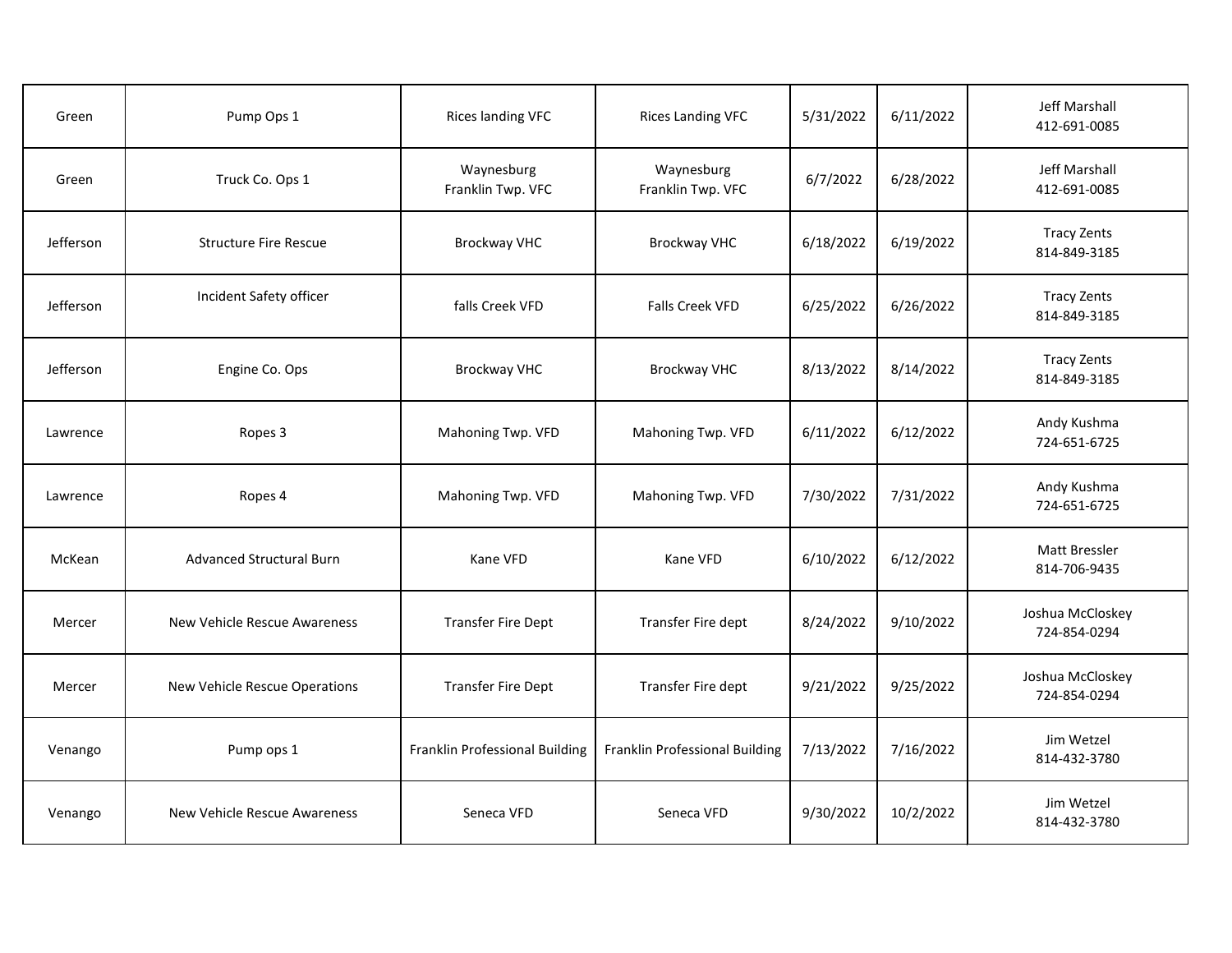| | | | | | | |
|---|---|---|---|---|---|---|
| Green | Pump Ops 1 | Rices landing VFC | Rices Landing VFC | 5/31/2022 | 6/11/2022 | Jeff Marshall 412-691-0085 |
| Green | Truck Co. Ops 1 | Waynesburg Franklin Twp. VFC | Waynesburg Franklin Twp. VFC | 6/7/2022 | 6/28/2022 | Jeff Marshall 412-691-0085 |
| Jefferson | Structure Fire Rescue | Brockway VHC | Brockway VHC | 6/18/2022 | 6/19/2022 | Tracy Zents 814-849-3185 |
| Jefferson | Incident Safety officer | falls Creek VFD | Falls Creek VFD | 6/25/2022 | 6/26/2022 | Tracy Zents 814-849-3185 |
| Jefferson | Engine Co. Ops | Brockway VHC | Brockway VHC | 8/13/2022 | 8/14/2022 | Tracy Zents 814-849-3185 |
| Lawrence | Ropes 3 | Mahoning Twp. VFD | Mahoning Twp. VFD | 6/11/2022 | 6/12/2022 | Andy Kushma 724-651-6725 |
| Lawrence | Ropes 4 | Mahoning Twp. VFD | Mahoning Twp. VFD | 7/30/2022 | 7/31/2022 | Andy Kushma 724-651-6725 |
| McKean | Advanced Structural Burn | Kane VFD | Kane VFD | 6/10/2022 | 6/12/2022 | Matt Bressler 814-706-9435 |
| Mercer | New Vehicle Rescue Awareness | Transfer Fire Dept | Transfer Fire dept | 8/24/2022 | 9/10/2022 | Joshua McCloskey 724-854-0294 |
| Mercer | New Vehicle Rescue Operations | Transfer Fire Dept | Transfer Fire dept | 9/21/2022 | 9/25/2022 | Joshua McCloskey 724-854-0294 |
| Venango | Pump ops 1 | Franklin Professional Building | Franklin Professional Building | 7/13/2022 | 7/16/2022 | Jim Wetzel 814-432-3780 |
| Venango | New Vehicle Rescue Awareness | Seneca VFD | Seneca VFD | 9/30/2022 | 10/2/2022 | Jim Wetzel 814-432-3780 |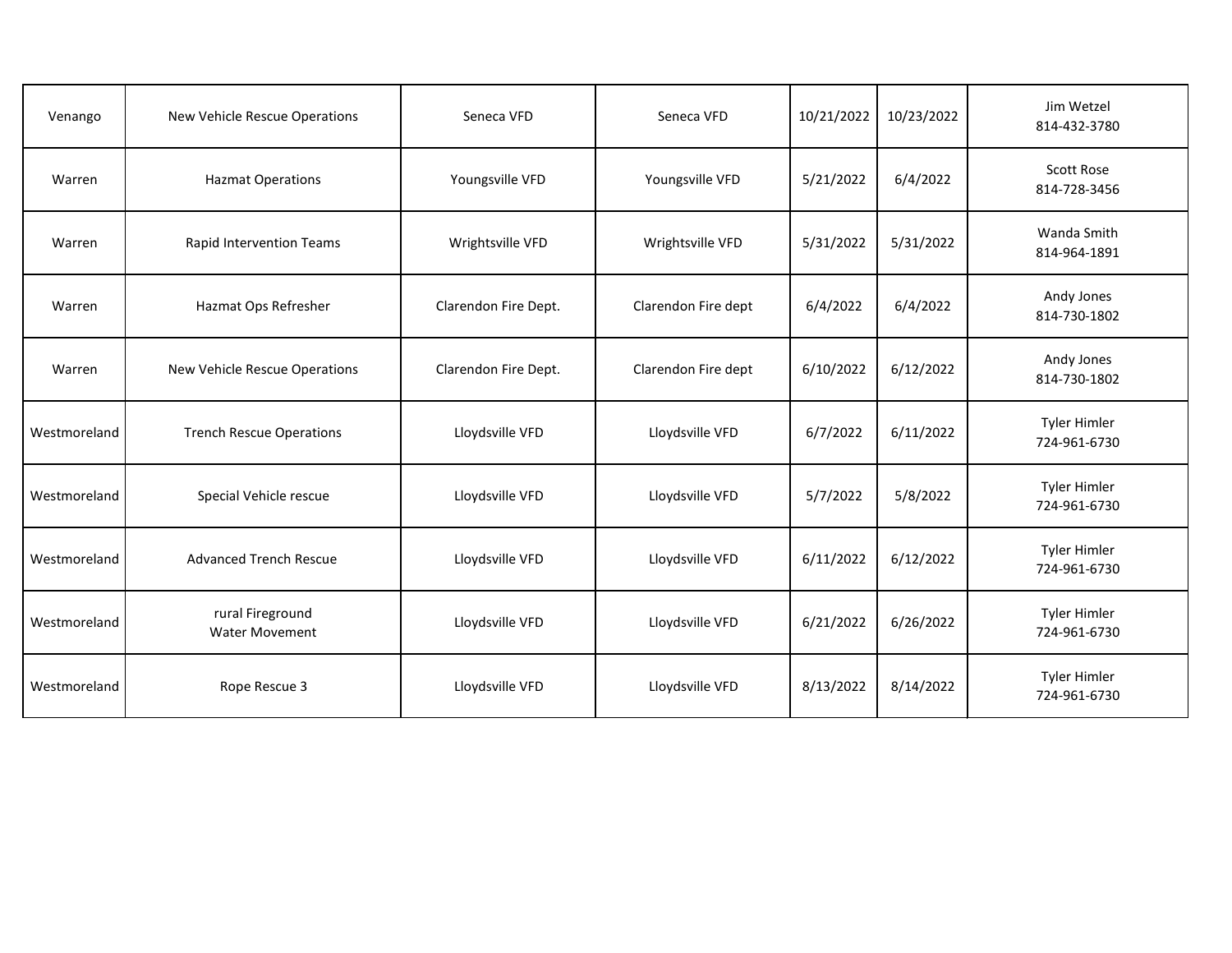| | | | | | | |
|---|---|---|---|---|---|---|
| Venango | New Vehicle Rescue Operations | Seneca VFD | Seneca VFD | 10/21/2022 | 10/23/2022 | Jim Wetzel 814-432-3780 |
| Warren | Hazmat Operations | Youngsville VFD | Youngsville VFD | 5/21/2022 | 6/4/2022 | Scott Rose 814-728-3456 |
| Warren | Rapid Intervention Teams | Wrightsville VFD | Wrightsville VFD | 5/31/2022 | 5/31/2022 | Wanda Smith 814-964-1891 |
| Warren | Hazmat Ops Refresher | Clarendon Fire Dept. | Clarendon Fire dept | 6/4/2022 | 6/4/2022 | Andy Jones 814-730-1802 |
| Warren | New Vehicle Rescue Operations | Clarendon Fire Dept. | Clarendon Fire dept | 6/10/2022 | 6/12/2022 | Andy Jones 814-730-1802 |
| Westmoreland | Trench Rescue Operations | Lloydsville VFD | Lloydsville VFD | 6/7/2022 | 6/11/2022 | Tyler Himler 724-961-6730 |
| Westmoreland | Special Vehicle rescue | Lloydsville VFD | Lloydsville VFD | 5/7/2022 | 5/8/2022 | Tyler Himler 724-961-6730 |
| Westmoreland | Advanced Trench Rescue | Lloydsville VFD | Lloydsville VFD | 6/11/2022 | 6/12/2022 | Tyler Himler 724-961-6730 |
| Westmoreland | rural Fireground Water Movement | Lloydsville VFD | Lloydsville VFD | 6/21/2022 | 6/26/2022 | Tyler Himler 724-961-6730 |
| Westmoreland | Rope Rescue 3 | Lloydsville VFD | Lloydsville VFD | 8/13/2022 | 8/14/2022 | Tyler Himler 724-961-6730 |